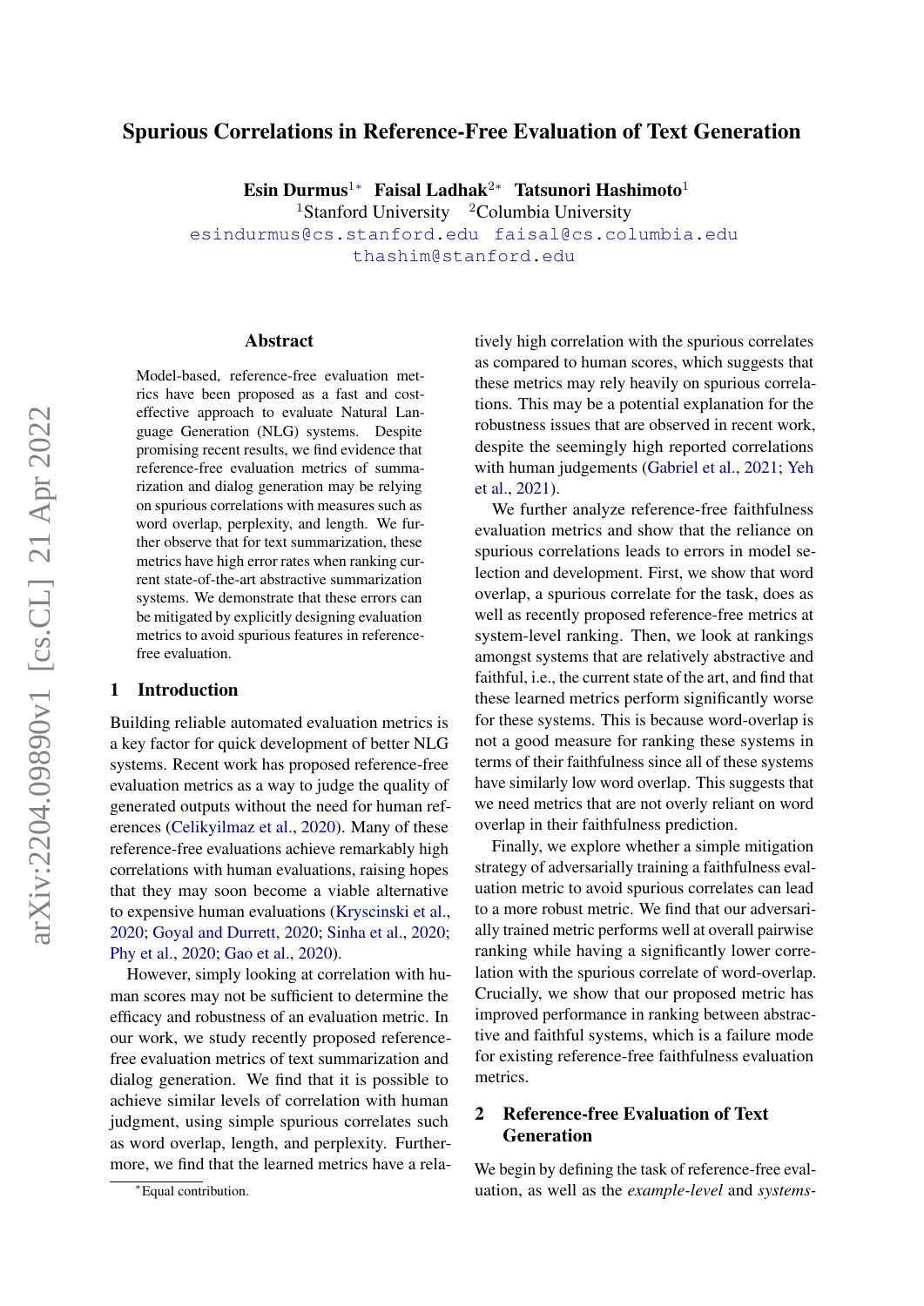# Spurious Correlations in Reference-Free Evaluation of Text Generation

**Esin Durmus**[1]* **Faisal Ladhak**[2]* **Tatsunori Hashimoto**[1]

[1]Stanford University [2]Columbia University

esindurmus@cs.stanford.edu faisal@cs.columbia.edu
thashim@stanford.edu

## Abstract

Model-based, reference-free evaluation metrics have been proposed as a fast and cost-effective approach to evaluate Natural Language Generation (NLG) systems. Despite promising recent results, we find evidence that reference-free evaluation metrics of summarization and dialog generation may be relying on spurious correlations with measures such as word overlap, perplexity, and length. We further observe that for text summarization, these metrics have high error rates when ranking current state-of-the-art abstractive summarization systems. We demonstrate that these errors can be mitigated by explicitly designing evaluation metrics to avoid spurious features in reference-free evaluation.

## 1 Introduction

Building reliable automated evaluation metrics is a key factor for quick development of better NLG systems. Recent work has proposed reference-free evaluation metrics as a way to judge the quality of generated outputs without the need for human references (Celikyilmaz et al., 2020). Many of these reference-free evaluations achieve remarkably high correlations with human evaluations, raising hopes that they may soon become a viable alternative to expensive human evaluations (Kryscinski et al., 2020; Goyal and Durrett, 2020; Sinha et al., 2020; Phy et al., 2020; Gao et al., 2020).

However, simply looking at correlation with human scores may not be sufficient to determine the efficacy and robustness of an evaluation metric. In our work, we study recently proposed reference-free evaluation metrics of text summarization and dialog generation. We find that it is possible to achieve similar levels of correlation with human judgment, using simple spurious correlates such as word overlap, length, and perplexity. Furthermore, we find that the learned metrics have a relatively high correlation with the spurious correlates as compared to human scores, which suggests that these metrics may rely heavily on spurious correlations. This may be a potential explanation for the robustness issues that are observed in recent work, despite the seemingly high reported correlations with human judgements (Gabriel et al., 2021; Yeh et al., 2021).

We further analyze reference-free faithfulness evaluation metrics and show that the reliance on spurious correlations leads to errors in model selection and development. First, we show that word overlap, a spurious correlate for the task, does as well as recently proposed reference-free metrics at system-level ranking. Then, we look at rankings amongst systems that are relatively abstractive and faithful, i.e., the current state of the art, and find that these learned metrics perform significantly worse for these systems. This is because word-overlap is not a good measure for ranking these systems in terms of their faithfulness since all of these systems have similarly low word overlap. This suggests that we need metrics that are not overly reliant on word overlap in their faithfulness prediction.

Finally, we explore whether a simple mitigation strategy of adversarially training a faithfulness evaluation metric to avoid spurious correlates can lead to a more robust metric. We find that our adversarially trained metric performs well at overall pairwise ranking while having a significantly lower correlation with the spurious correlate of word-overlap. Crucially, we show that our proposed metric has improved performance in ranking between abstractive and faithful systems, which is a failure mode for existing reference-free faithfulness evaluation metrics.

## 2 Reference-free Evaluation of Text Generation

We begin by defining the task of reference-free evaluation, as well as the *example-level* and *systems-*

*Equal contribution.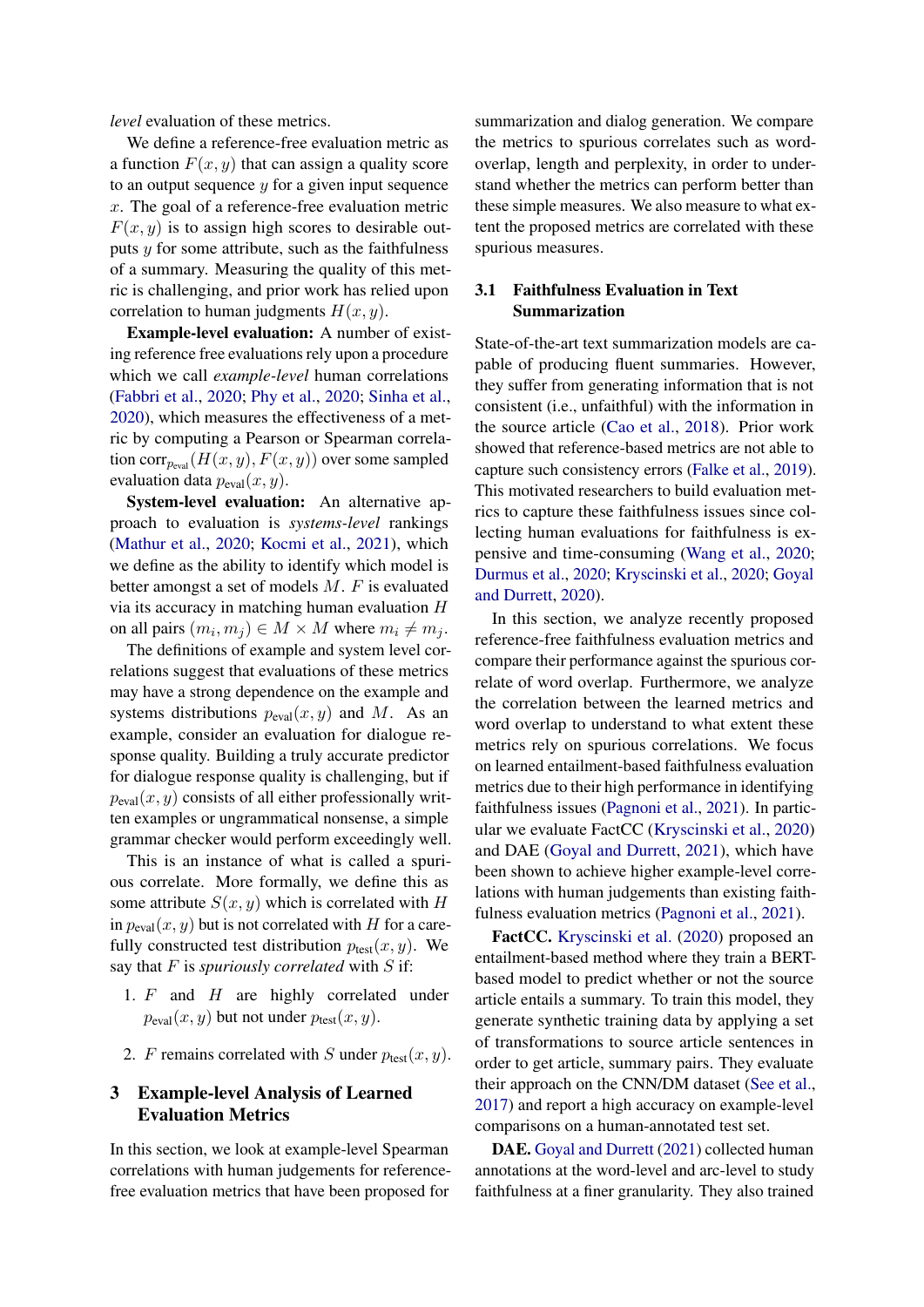*level* evaluation of these metrics.

We define a reference-free evaluation metric as a function $F(x, y)$ that can assign a quality score to an output sequence $y$ for a given input sequence $x$. The goal of a reference-free evaluation metric $F(x, y)$ is to assign high scores to desirable outputs $y$ for some attribute, such as the faithfulness of a summary. Measuring the quality of this metric is challenging, and prior work has relied upon correlation to human judgments $H(x, y)$.

**Example-level evaluation:** A number of existing reference free evaluations rely upon a procedure which we call *example-level* human correlations (Fabbri et al., 2020; Phy et al., 2020; Sinha et al., 2020), which measures the effectiveness of a metric by computing a Pearson or Spearman correlation $\text{corr}_{p_{\text{eval}}}(H(x, y), F(x, y))$ over some sampled evaluation data $p_{\text{eval}}(x, y)$.

**System-level evaluation:** An alternative approach to evaluation is *systems-level* rankings (Mathur et al., 2020; Kocmi et al., 2021), which we define as the ability to identify which model is better amongst a set of models $M$. $F$ is evaluated via its accuracy in matching human evaluation $H$ on all pairs $(m_i, m_j) \in M \times M$ where $m_i \neq m_j$.

The definitions of example and system level correlations suggest that evaluations of these metrics may have a strong dependence on the example and systems distributions $p_{\text{eval}}(x, y)$ and $M$. As an example, consider an evaluation for dialogue response quality. Building a truly accurate predictor for dialogue response quality is challenging, but if $p_{\text{eval}}(x, y)$ consists of all either professionally written examples or ungrammatical nonsense, a simple grammar checker would perform exceedingly well.

This is an instance of what is called a spurious correlate. More formally, we define this as some attribute $S(x, y)$ which is correlated with $H$ in $p_{\text{eval}}(x, y)$ but is not correlated with $H$ for a carefully constructed test distribution $p_{\text{test}}(x, y)$. We say that $F$ is *spuriously correlated* with $S$ if:

1. $F$ and $H$ are highly correlated under $p_{\text{eval}}(x, y)$ but not under $p_{\text{test}}(x, y)$.
2. $F$ remains correlated with $S$ under $p_{\text{test}}(x, y)$.

## 3 Example-level Analysis of Learned Evaluation Metrics

In this section, we look at example-level Spearman correlations with human judgements for reference-free evaluation metrics that have been proposed for summarization and dialog generation. We compare the metrics to spurious correlates such as word-overlap, length and perplexity, in order to understand whether the metrics can perform better than these simple measures. We also measure to what extent the proposed metrics are correlated with these spurious measures.

### 3.1 Faithfulness Evaluation in Text Summarization

State-of-the-art text summarization models are capable of producing fluent summaries. However, they suffer from generating information that is not consistent (i.e., unfaithful) with the information in the source article (Cao et al., 2018). Prior work showed that reference-based metrics are not able to capture such consistency errors (Falke et al., 2019). This motivated researchers to build evaluation metrics to capture these faithfulness issues since collecting human evaluations for faithfulness is expensive and time-consuming (Wang et al., 2020; Durmus et al., 2020; Kryscinski et al., 2020; Goyal and Durrett, 2020).

In this section, we analyze recently proposed reference-free faithfulness evaluation metrics and compare their performance against the spurious correlate of word overlap. Furthermore, we analyze the correlation between the learned metrics and word overlap to understand to what extent these metrics rely on spurious correlations. We focus on learned entailment-based faithfulness evaluation metrics due to their high performance in identifying faithfulness issues (Pagnoni et al., 2021). In particular we evaluate FactCC (Kryscinski et al., 2020) and DAE (Goyal and Durrett, 2021), which have been shown to achieve higher example-level correlations with human judgements than existing faithfulness evaluation metrics (Pagnoni et al., 2021).

**FactCC.** Kryscinski et al. (2020) proposed an entailment-based method where they train a BERT-based model to predict whether or not the source article entails a summary. To train this model, they generate synthetic training data by applying a set of transformations to source article sentences in order to get article, summary pairs. They evaluate their approach on the CNN/DM dataset (See et al., 2017) and report a high accuracy on example-level comparisons on a human-annotated test set.

**DAE.** Goyal and Durrett (2021) collected human annotations at the word-level and arc-level to study faithfulness at a finer granularity. They also trained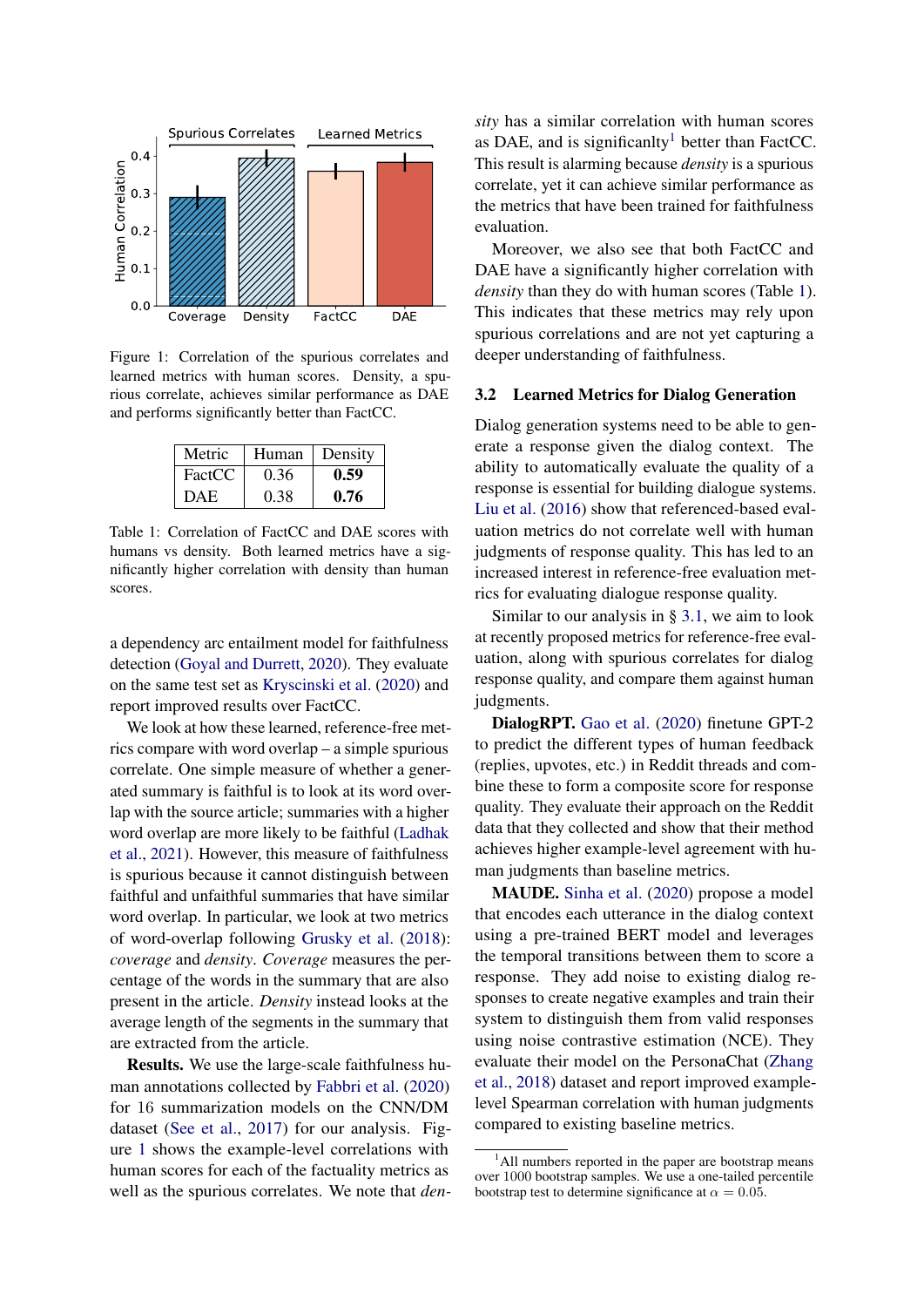Figure 1: Correlation of the spurious correlates and learned metrics with human scores. Density, a spurious correlate, achieves similar performance as DAE and performs significantly better than FactCC.

| Metric | Human | Density |
|---|---|---|
| FactCC | 0.36 | **0.59** |
| DAE | 0.38 | **0.76** |

Table 1: Correlation of FactCC and DAE scores with humans vs density. Both learned metrics have a significantly higher correlation with density than human scores.

a dependency arc entailment model for faithfulness detection (Goyal and Durrett, 2020). They evaluate on the same test set as Kryscinski et al. (2020) and report improved results over FactCC.

We look at how these learned, reference-free metrics compare with word overlap – a simple spurious correlate. One simple measure of whether a generated summary is faithful is to look at its word overlap with the source article; summaries with a higher word overlap are more likely to be faithful (Ladhak et al., 2021). However, this measure of faithfulness is spurious because it cannot distinguish between faithful and unfaithful summaries that have similar word overlap. In particular, we look at two metrics of word-overlap following Grusky et al. (2018): *coverage* and *density*. *Coverage* measures the percentage of the words in the summary that are also present in the article. *Density* instead looks at the average length of the segments in the summary that are extracted from the article.

**Results.** We use the large-scale faithfulness human annotations collected by Fabbri et al. (2020) for 16 summarization models on the CNN/DM dataset (See et al., 2017) for our analysis. Figure 1 shows the example-level correlations with human scores for each of the factuality metrics as well as the spurious correlates. We note that *density* has a similar correlation with human scores as DAE, and is significanlty[1] better than FactCC. This result is alarming because *density* is a spurious correlate, yet it can achieve similar performance as the metrics that have been trained for faithfulness evaluation.

Moreover, we also see that both FactCC and DAE have a significantly higher correlation with *density* than they do with human scores (Table 1). This indicates that these metrics may rely upon spurious correlations and are not yet capturing a deeper understanding of faithfulness.

## 3.2 Learned Metrics for Dialog Generation

Dialog generation systems need to be able to generate a response given the dialog context. The ability to automatically evaluate the quality of a response is essential for building dialogue systems. Liu et al. (2016) show that referenced-based evaluation metrics do not correlate well with human judgments of response quality. This has led to an increased interest in reference-free evaluation metrics for evaluating dialogue response quality.

Similar to our analysis in § 3.1, we aim to look at recently proposed metrics for reference-free evaluation, along with spurious correlates for dialog response quality, and compare them against human judgments.

**DialogRPT.** Gao et al. (2020) finetune GPT-2 to predict the different types of human feedback (replies, upvotes, etc.) in Reddit threads and combine these to form a composite score for response quality. They evaluate their approach on the Reddit data that they collected and show that their method achieves higher example-level agreement with human judgments than baseline metrics.

**MAUDE.** Sinha et al. (2020) propose a model that encodes each utterance in the dialog context using a pre-trained BERT model and leverages the temporal transitions between them to score a response. They add noise to existing dialog responses to create negative examples and train their system to distinguish them from valid responses using noise contrastive estimation (NCE). They evaluate their model on the PersonaChat (Zhang et al., 2018) dataset and report improved example-level Spearman correlation with human judgments compared to existing baseline metrics.

[1] All numbers reported in the paper are bootstrap means over 1000 bootstrap samples. We use a one-tailed percentile bootstrap test to determine significance at $\alpha = 0.05$.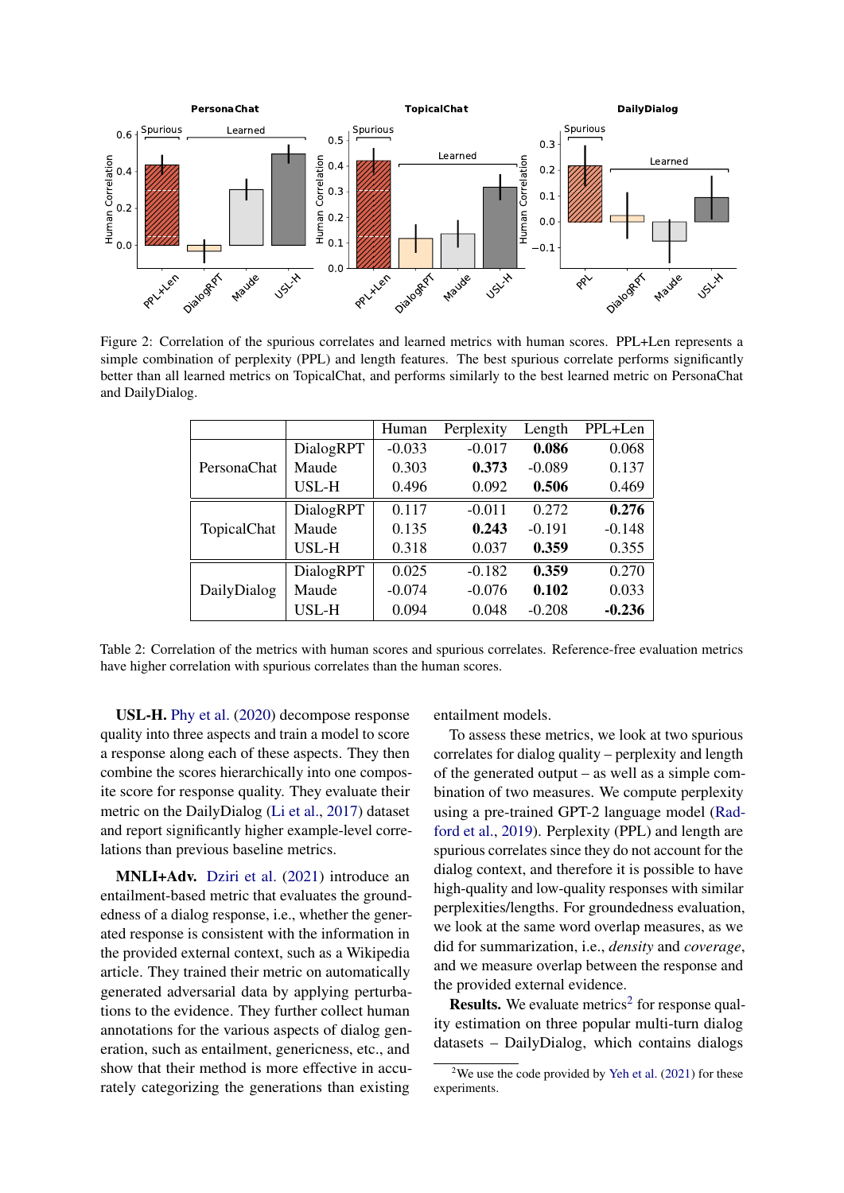Figure 2: Correlation of the spurious correlates and learned metrics with human scores. PPL+Len represents a simple combination of perplexity (PPL) and length features. The best spurious correlate performs significantly better than all learned metrics on TopicalChat, and performs similarly to the best learned metric on PersonaChat and DailyDialog.

| | | Human | Perplexity | Length | PPL+Len |
|---|---|---|---|---|---|
| PersonaChat | DialogRPT | -0.033 | -0.017 | **0.086** | 0.068 |
| | Maude | 0.303 | **0.373** | -0.089 | 0.137 |
| | USL-H | 0.496 | 0.092 | **0.506** | 0.469 |
| TopicalChat | DialogRPT | 0.117 | -0.011 | 0.272 | **0.276** |
| | Maude | 0.135 | **0.243** | -0.191 | -0.148 |
| | USL-H | 0.318 | 0.037 | **0.359** | 0.355 |
| DailyDialog | DialogRPT | 0.025 | -0.182 | **0.359** | 0.270 |
| | Maude | -0.074 | -0.076 | **0.102** | 0.033 |
| | USL-H | 0.094 | 0.048 | -0.208 | **-0.236** |

Table 2: Correlation of the metrics with human scores and spurious correlates. Reference-free evaluation metrics have higher correlation with spurious correlates than the human scores.

**USL-H.** Phy et al. (2020) decompose response quality into three aspects and train a model to score a response along each of these aspects. They then combine the scores hierarchically into one composite score for response quality. They evaluate their metric on the DailyDialog (Li et al., 2017) dataset and report significantly higher example-level correlations than previous baseline metrics.

**MNLI+Adv.** Dziri et al. (2021) introduce an entailment-based metric that evaluates the groundedness of a dialog response, i.e., whether the generated response is consistent with the information in the provided external context, such as a Wikipedia article. They trained their metric on automatically generated adversarial data by applying perturbations to the evidence. They further collect human annotations for the various aspects of dialog generation, such as entailment, genericness, etc., and show that their method is more effective in accurately categorizing the generations than existing entailment models.

To assess these metrics, we look at two spurious correlates for dialog quality – perplexity and length of the generated output – as well as a simple combination of two measures. We compute perplexity using a pre-trained GPT-2 language model (Radford et al., 2019). Perplexity (PPL) and length are spurious correlates since they do not account for the dialog context, and therefore it is possible to have high-quality and low-quality responses with similar perplexities/lengths. For groundedness evaluation, we look at the same word overlap measures, as we did for summarization, i.e., *density* and *coverage*, and we measure overlap between the response and the provided external evidence.

**Results.** We evaluate metrics[2] for response quality estimation on three popular multi-turn dialog datasets – DailyDialog, which contains dialogs

[2] We use the code provided by Yeh et al. (2021) for these experiments.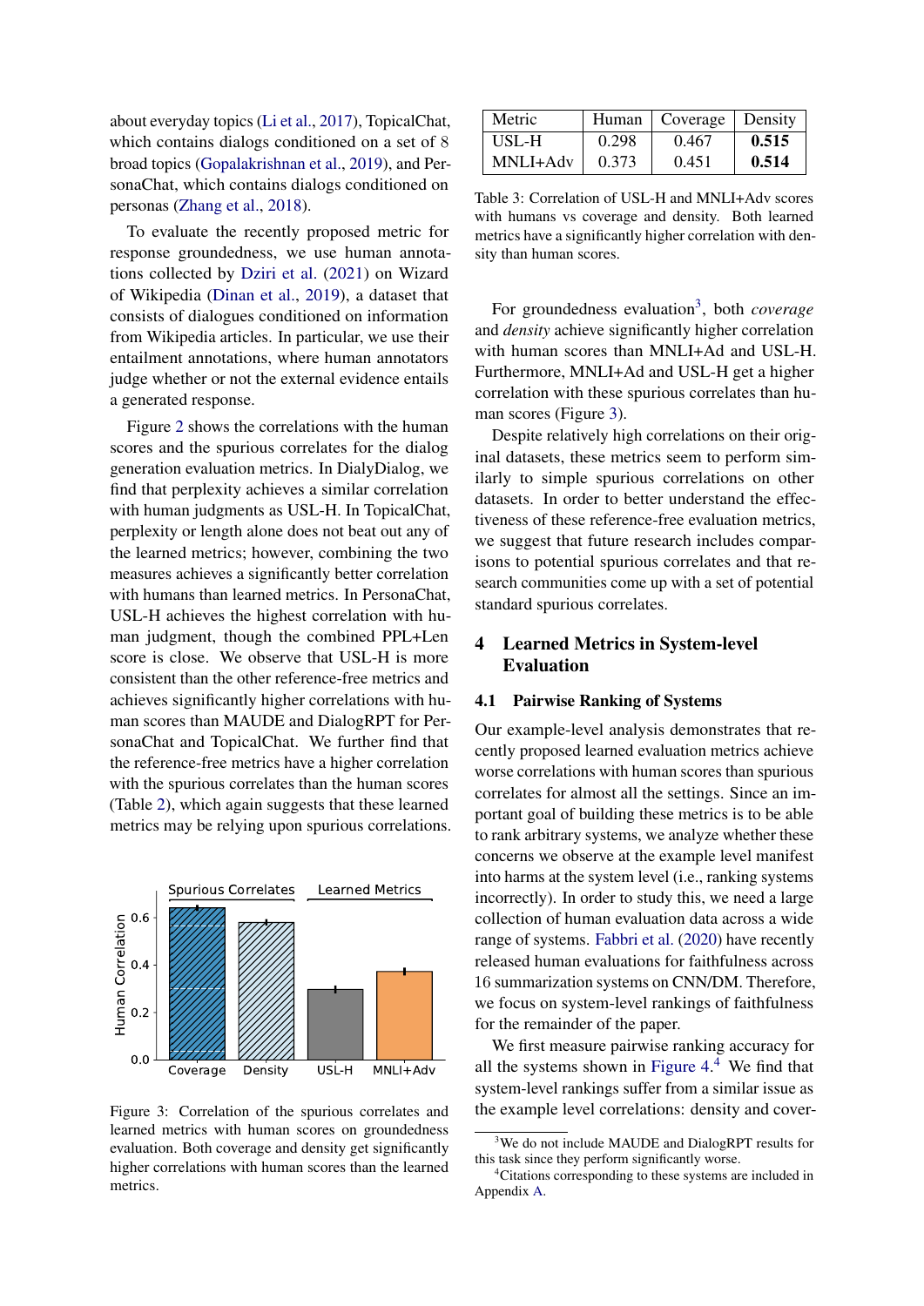about everyday topics (Li et al., 2017), TopicalChat, which contains dialogs conditioned on a set of 8 broad topics (Gopalakrishnan et al., 2019), and PersonaChat, which contains dialogs conditioned on personas (Zhang et al., 2018).

To evaluate the recently proposed metric for response groundedness, we use human annotations collected by Dziri et al. (2021) on Wizard of Wikipedia (Dinan et al., 2019), a dataset that consists of dialogues conditioned on information from Wikipedia articles. In particular, we use their entailment annotations, where human annotators judge whether or not the external evidence entails a generated response.

Figure 2 shows the correlations with the human scores and the spurious correlates for the dialog generation evaluation metrics. In DialyDialog, we find that perplexity achieves a similar correlation with human judgments as USL-H. In TopicalChat, perplexity or length alone does not beat out any of the learned metrics; however, combining the two measures achieves a significantly better correlation with humans than learned metrics. In PersonaChat, USL-H achieves the highest correlation with human judgment, though the combined PPL+Len score is close. We observe that USL-H is more consistent than the other reference-free metrics and achieves significantly higher correlations with human scores than MAUDE and DialogRPT for PersonaChat and TopicalChat. We further find that the reference-free metrics have a higher correlation with the spurious correlates than the human scores (Table 2), which again suggests that these learned metrics may be relying upon spurious correlations.

Figure 3: Correlation of the spurious correlates and learned metrics with human scores on groundedness evaluation. Both coverage and density get significantly higher correlations with human scores than the learned metrics.

| Metric | Human | Coverage | Density |
|---|---|---|---|
| USL-H | 0.298 | 0.467 | **0.515** |
| MNLI+Adv | 0.373 | 0.451 | **0.514** |

Table 3: Correlation of USL-H and MNLI+Adv scores with humans vs coverage and density. Both learned metrics have a significantly higher correlation with density than human scores.

For groundedness evaluation[3], both *coverage* and *density* achieve significantly higher correlation with human scores than MNLI+Ad and USL-H. Furthermore, MNLI+Ad and USL-H get a higher correlation with these spurious correlates than human scores (Figure 3).

Despite relatively high correlations on their original datasets, these metrics seem to perform similarly to simple spurious correlations on other datasets. In order to better understand the effectiveness of these reference-free evaluation metrics, we suggest that future research includes comparisons to potential spurious correlates and that research communities come up with a set of potential standard spurious correlates.

## 4 Learned Metrics in System-level Evaluation

### 4.1 Pairwise Ranking of Systems

Our example-level analysis demonstrates that recently proposed learned evaluation metrics achieve worse correlations with human scores than spurious correlates for almost all the settings. Since an important goal of building these metrics is to be able to rank arbitrary systems, we analyze whether these concerns we observe at the example level manifest into harms at the system level (i.e., ranking systems incorrectly). In order to study this, we need a large collection of human evaluation data across a wide range of systems. Fabbri et al. (2020) have recently released human evaluations for faithfulness across 16 summarization systems on CNN/DM. Therefore, we focus on system-level rankings of faithfulness for the remainder of the paper.

We first measure pairwise ranking accuracy for all the systems shown in Figure 4.[4] We find that system-level rankings suffer from a similar issue as the example level correlations: density and cover-

[3]We do not include MAUDE and DialogRPT results for this task since they perform significantly worse.

[4]Citations corresponding to these systems are included in Appendix A.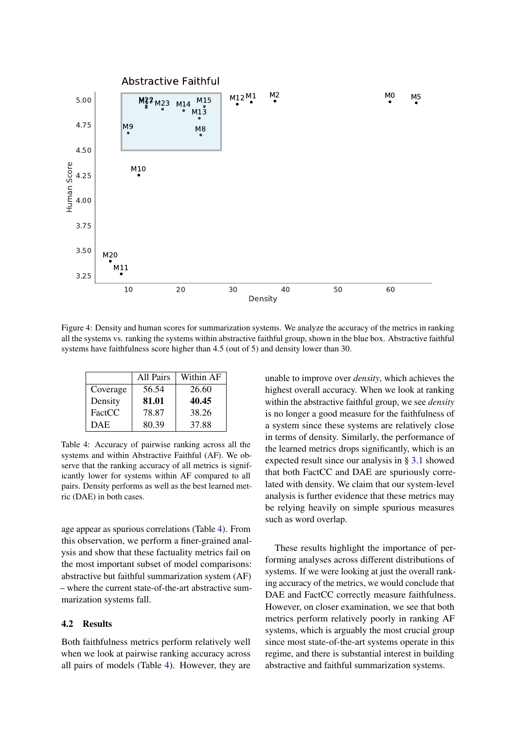Figure 4: Density and human scores for summarization systems. We analyze the accuracy of the metrics in ranking all the systems vs. ranking the systems within abstractive faithful group, shown in the blue box. Abstractive faithful systems have faithfulness score higher than 4.5 (out of 5) and density lower than 30.

| | All Pairs | Within AF |
|---|---|---|
| Coverage | 56.54 | 26.60 |
| Density | **81.01** | **40.45** |
| FactCC | 78.87 | 38.26 |
| DAE | 80.39 | 37.88 |

Table 4: Accuracy of pairwise ranking across all the systems and within Abstractive Faithful (AF). We observe that the ranking accuracy of all metrics is significantly lower for systems within AF compared to all pairs. Density performs as well as the best learned metric (DAE) in both cases.

age appear as spurious correlations (Table 4). From this observation, we perform a finer-grained analysis and show that these factuality metrics fail on the most important subset of model comparisons: abstractive but faithful summarization system (AF) – where the current state-of-the-art abstractive summarization systems fall.

### 4.2 Results

Both faithfulness metrics perform relatively well when we look at pairwise ranking accuracy across all pairs of models (Table 4). However, they are unable to improve over *density*, which achieves the highest overall accuracy. When we look at ranking within the abstractive faithful group, we see *density* is no longer a good measure for the faithfulness of a system since these systems are relatively close in terms of density. Similarly, the performance of the learned metrics drops significantly, which is an expected result since our analysis in § 3.1 showed that both FactCC and DAE are spuriously correlated with density. We claim that our system-level analysis is further evidence that these metrics may be relying heavily on simple spurious measures such as word overlap.

These results highlight the importance of performing analyses across different distributions of systems. If we were looking at just the overall ranking accuracy of the metrics, we would conclude that DAE and FactCC correctly measure faithfulness. However, on closer examination, we see that both metrics perform relatively poorly in ranking AF systems, which is arguably the most crucial group since most state-of-the-art systems operate in this regime, and there is substantial interest in building abstractive and faithful summarization systems.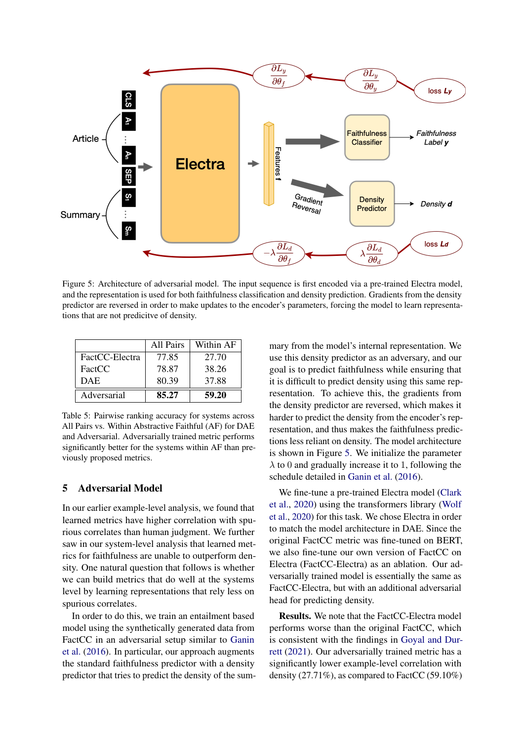Figure 5: Architecture of adversarial model. The input sequence is first encoded via a pre-trained Electra model, and the representation is used for both faithfulness classification and density prediction. Gradients from the density predictor are reversed in order to make updates to the encoder's parameters, forcing the model to learn representations that are not predicitve of density.

| | All Pairs | Within AF |
|---|---|---|
| FactCC-Electra | 77.85 | 27.70 |
| FactCC | 78.87 | 38.26 |
| DAE | 80.39 | 37.88 |
| Adversarial | **85.27** | **59.20** |

Table 5: Pairwise ranking accuracy for systems across All Pairs vs. Within Abstractive Faithful (AF) for DAE and Adversarial. Adversarially trained metric performs significantly better for the systems within AF than previously proposed metrics.

## 5 Adversarial Model

In our earlier example-level analysis, we found that learned metrics have higher correlation with spurious correlates than human judgment. We further saw in our system-level analysis that learned metrics for faithfulness are unable to outperform density. One natural question that follows is whether we can build metrics that do well at the systems level by learning representations that rely less on spurious correlates.

In order to do this, we train an entailment based model using the synthetically generated data from FactCC in an adversarial setup similar to Ganin et al. (2016). In particular, our approach augments the standard faithfulness predictor with a density predictor that tries to predict the density of the summary from the model's internal representation. We use this density predictor as an adversary, and our goal is to predict faithfulness while ensuring that it is difficult to predict density using this same representation. To achieve this, the gradients from the density predictor are reversed, which makes it harder to predict the density from the encoder's representation, and thus makes the faithfulness predictions less reliant on density. The model architecture is shown in Figure 5. We initialize the parameter $\lambda$ to 0 and gradually increase it to 1, following the schedule detailed in Ganin et al. (2016).

We fine-tune a pre-trained Electra model (Clark et al., 2020) using the transformers library (Wolf et al., 2020) for this task. We chose Electra in order to match the model architecture in DAE. Since the original FactCC metric was fine-tuned on BERT, we also fine-tune our own version of FactCC on Electra (FactCC-Electra) as an ablation. Our adversarially trained model is essentially the same as FactCC-Electra, but with an additional adversarial head for predicting density.

**Results.** We note that the FactCC-Electra model performs worse than the original FactCC, which is consistent with the findings in Goyal and Durrett (2021). Our adversarially trained metric has a significantly lower example-level correlation with density (27.71%), as compared to FactCC (59.10%)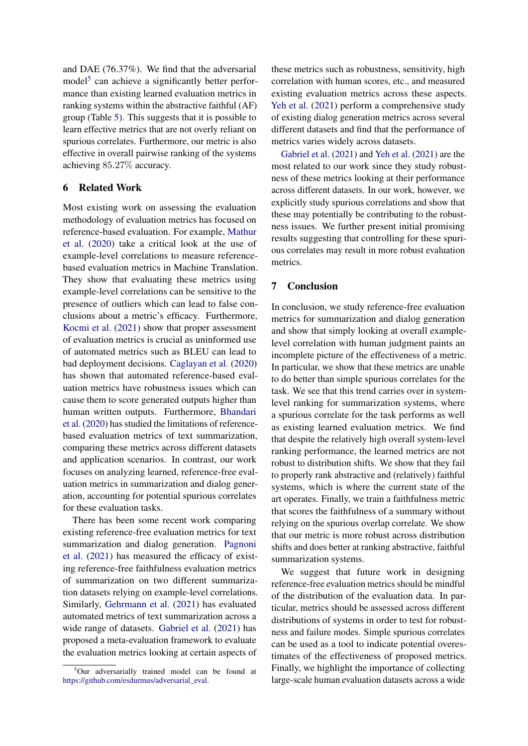and DAE (76.37%). We find that the adversarial model[5] can achieve a significantly better performance than existing learned evaluation metrics in ranking systems within the abstractive faithful (AF) group (Table 5). This suggests that it is possible to learn effective metrics that are not overly reliant on spurious correlates. Furthermore, our metric is also effective in overall pairwise ranking of the systems achieving $85.27\%$ accuracy.

## 6 Related Work

Most existing work on assessing the evaluation methodology of evaluation metrics has focused on reference-based evaluation. For example, Mathur et al. (2020) take a critical look at the use of example-level correlations to measure reference-based evaluation metrics in Machine Translation. They show that evaluating these metrics using example-level correlations can be sensitive to the presence of outliers which can lead to false conclusions about a metric's efficacy. Furthermore, Kocmi et al. (2021) show that proper assessment of evaluation metrics is crucial as uninformed use of automated metrics such as BLEU can lead to bad deployment decisions. Caglayan et al. (2020) has shown that automated reference-based evaluation metrics have robustness issues which can cause them to score generated outputs higher than human written outputs. Furthermore, Bhandari et al. (2020) has studied the limitations of reference-based evaluation metrics of text summarization, comparing these metrics across different datasets and application scenarios. In contrast, our work focuses on analyzing learned, reference-free evaluation metrics in summarization and dialog generation, accounting for potential spurious correlates for these evaluation tasks.

There has been some recent work comparing existing reference-free evaluation metrics for text summarization and dialog generation. Pagnoni et al. (2021) has measured the efficacy of existing reference-free faithfulness evaluation metrics of summarization on two different summarization datasets relying on example-level correlations. Similarly, Gehrmann et al. (2021) has evaluated automated metrics of text summarization across a wide range of datasets. Gabriel et al. (2021) has proposed a meta-evaluation framework to evaluate the evaluation metrics looking at certain aspects of these metrics such as robustness, sensitivity, high correlation with human scores, etc., and measured existing evaluation metrics across these aspects. Yeh et al. (2021) perform a comprehensive study of existing dialog generation metrics across several different datasets and find that the performance of metrics varies widely across datasets.

Gabriel et al. (2021) and Yeh et al. (2021) are the most related to our work since they study robustness of these metrics looking at their performance across different datasets. In our work, however, we explicitly study spurious correlations and show that these may potentially be contributing to the robustness issues. We further present initial promising results suggesting that controlling for these spurious correlates may result in more robust evaluation metrics.

## 7 Conclusion

In conclusion, we study reference-free evaluation metrics for summarization and dialog generation and show that simply looking at overall example-level correlation with human judgment paints an incomplete picture of the effectiveness of a metric. In particular, we show that these metrics are unable to do better than simple spurious correlates for the task. We see that this trend carries over in system-level ranking for summarization systems, where a spurious correlate for the task performs as well as existing learned evaluation metrics. We find that despite the relatively high overall system-level ranking performance, the learned metrics are not robust to distribution shifts. We show that they fail to properly rank abstractive and (relatively) faithful systems, which is where the current state of the art operates. Finally, we train a faithfulness metric that scores the faithfulness of a summary without relying on the spurious overlap correlate. We show that our metric is more robust across distribution shifts and does better at ranking abstractive, faithful summarization systems.

We suggest that future work in designing reference-free evaluation metrics should be mindful of the distribution of the evaluation data. In particular, metrics should be assessed across different distributions of systems in order to test for robustness and failure modes. Simple spurious correlates can be used as a tool to indicate potential overestimates of the effectiveness of proposed metrics. Finally, we highlight the importance of collecting large-scale human evaluation datasets across a wide

[5] Our adversarially trained model can be found at https://github.com/esdurmus/adversarial_eval.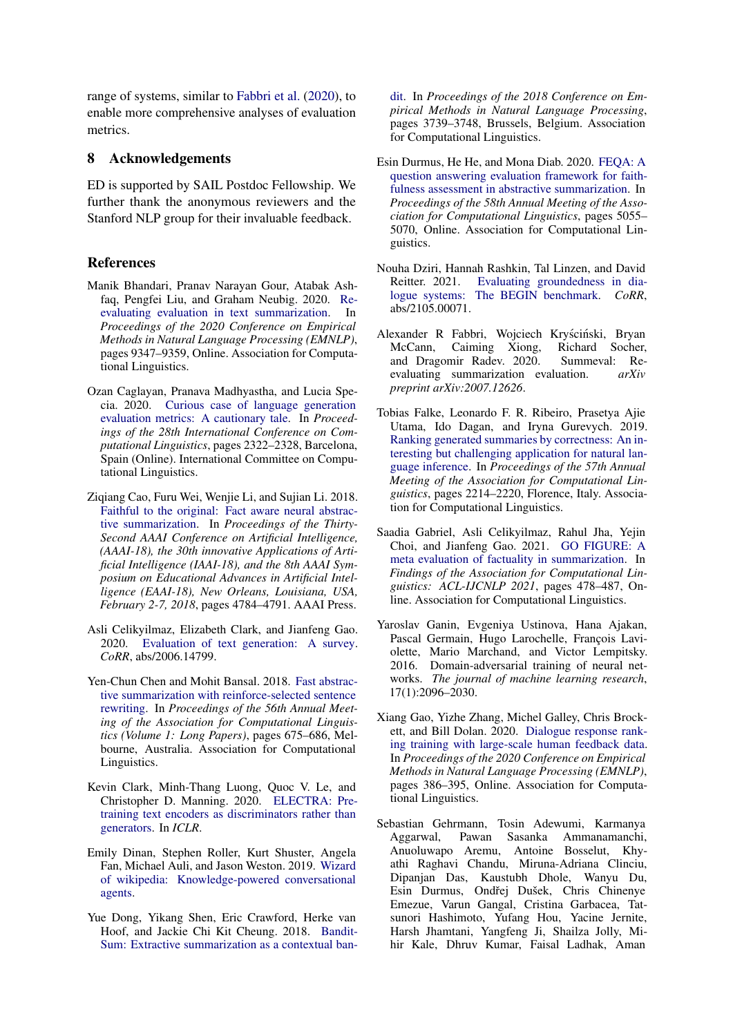range of systems, similar to Fabbri et al. (2020), to enable more comprehensive analyses of evaluation metrics.

## 8 Acknowledgements

ED is supported by SAIL Postdoc Fellowship. We further thank the anonymous reviewers and the Stanford NLP group for their invaluable feedback.

## References

Manik Bhandari, Pranav Narayan Gour, Atabak Ashfaq, Pengfei Liu, and Graham Neubig. 2020. Re-evaluating evaluation in text summarization. In *Proceedings of the 2020 Conference on Empirical Methods in Natural Language Processing (EMNLP)*, pages 9347–9359, Online. Association for Computational Linguistics.

Ozan Caglayan, Pranava Madhyastha, and Lucia Specia. 2020. Curious case of language generation evaluation metrics: A cautionary tale. In *Proceedings of the 28th International Conference on Computational Linguistics*, pages 2322–2328, Barcelona, Spain (Online). International Committee on Computational Linguistics.

Ziqiang Cao, Furu Wei, Wenjie Li, and Sujian Li. 2018. Faithful to the original: Fact aware neural abstractive summarization. In *Proceedings of the Thirty-Second AAAI Conference on Artificial Intelligence, (AAAI-18), the 30th innovative Applications of Artificial Intelligence (IAAI-18), and the 8th AAAI Symposium on Educational Advances in Artificial Intelligence (EAAI-18), New Orleans, Louisiana, USA, February 2-7, 2018*, pages 4784–4791. AAAI Press.

Asli Celikyilmaz, Elizabeth Clark, and Jianfeng Gao. 2020. Evaluation of text generation: A survey. *CoRR*, abs/2006.14799.

Yen-Chun Chen and Mohit Bansal. 2018. Fast abstractive summarization with reinforce-selected sentence rewriting. In *Proceedings of the 56th Annual Meeting of the Association for Computational Linguistics (Volume 1: Long Papers)*, pages 675–686, Melbourne, Australia. Association for Computational Linguistics.

Kevin Clark, Minh-Thang Luong, Quoc V. Le, and Christopher D. Manning. 2020. ELECTRA: Pre-training text encoders as discriminators rather than generators. In *ICLR*.

Emily Dinan, Stephen Roller, Kurt Shuster, Angela Fan, Michael Auli, and Jason Weston. 2019. Wizard of wikipedia: Knowledge-powered conversational agents.

Yue Dong, Yikang Shen, Eric Crawford, Herke van Hoof, and Jackie Chi Kit Cheung. 2018. BanditSum: Extractive summarization as a contextual bandit. In *Proceedings of the 2018 Conference on Empirical Methods in Natural Language Processing*, pages 3739–3748, Brussels, Belgium. Association for Computational Linguistics.

Esin Durmus, He He, and Mona Diab. 2020. FEQA: A question answering evaluation framework for faithfulness assessment in abstractive summarization. In *Proceedings of the 58th Annual Meeting of the Association for Computational Linguistics*, pages 5055–5070, Online. Association for Computational Linguistics.

Nouha Dziri, Hannah Rashkin, Tal Linzen, and David Reitter. 2021. Evaluating groundedness in dialogue systems: The BEGIN benchmark. *CoRR*, abs/2105.00071.

Alexander R Fabbri, Wojciech Kryściński, Bryan McCann, Caiming Xiong, Richard Socher, and Dragomir Radev. 2020. Summeval: Re-evaluating summarization evaluation. *arXiv preprint arXiv:2007.12626*.

Tobias Falke, Leonardo F. R. Ribeiro, Prasetya Ajie Utama, Ido Dagan, and Iryna Gurevych. 2019. Ranking generated summaries by correctness: An interesting but challenging application for natural language inference. In *Proceedings of the 57th Annual Meeting of the Association for Computational Linguistics*, pages 2214–2220, Florence, Italy. Association for Computational Linguistics.

Saadia Gabriel, Asli Celikyilmaz, Rahul Jha, Yejin Choi, and Jianfeng Gao. 2021. GO FIGURE: A meta evaluation of factuality in summarization. In *Findings of the Association for Computational Linguistics: ACL-IJCNLP 2021*, pages 478–487, Online. Association for Computational Linguistics.

Yaroslav Ganin, Evgeniya Ustinova, Hana Ajakan, Pascal Germain, Hugo Larochelle, François Laviolette, Mario Marchand, and Victor Lempitsky. 2016. Domain-adversarial training of neural networks. *The journal of machine learning research*, 17(1):2096–2030.

Xiang Gao, Yizhe Zhang, Michel Galley, Chris Brockett, and Bill Dolan. 2020. Dialogue response ranking training with large-scale human feedback data. In *Proceedings of the 2020 Conference on Empirical Methods in Natural Language Processing (EMNLP)*, pages 386–395, Online. Association for Computational Linguistics.

Sebastian Gehrmann, Tosin Adewumi, Karmanya Aggarwal, Pawan Sasanka Ammanamanchi, Anuoluwapo Aremu, Antoine Bosselut, Khyathi Raghavi Chandu, Miruna-Adriana Clinciu, Dipanjan Das, Kaustubh Dhole, Wanyu Du, Esin Durmus, Ondřej Dušek, Chris Chinenye Emezue, Varun Gangal, Cristina Garbacea, Tatsunori Hashimoto, Yufang Hou, Yacine Jernite, Harsh Jhamtani, Yangfeng Ji, Shailza Jolly, Mihir Kale, Dhruv Kumar, Faisal Ladhak, Aman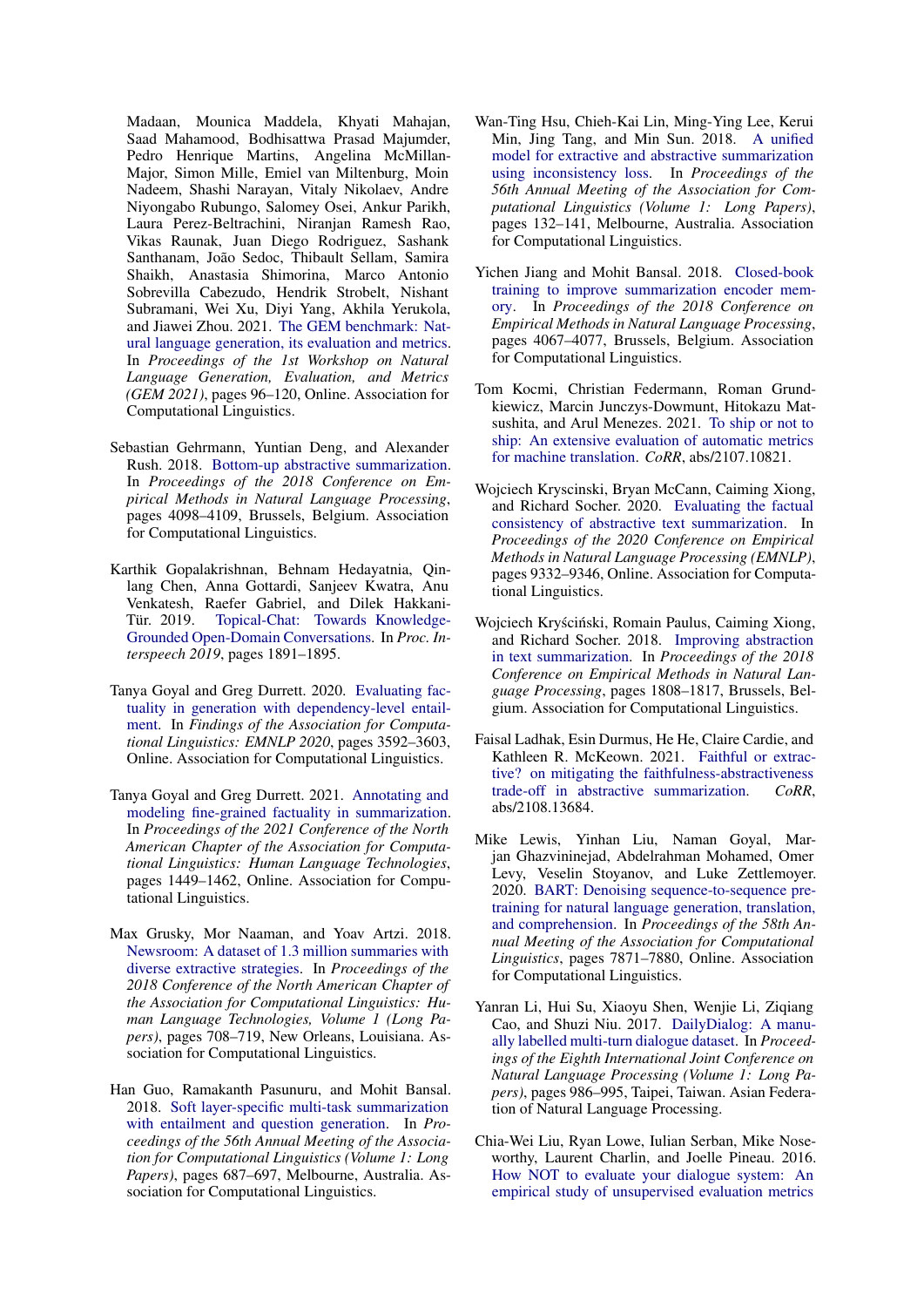Madaan, Mounica Maddela, Khyati Mahajan, Saad Mahamood, Bodhisattwa Prasad Majumder, Pedro Henrique Martins, Angelina McMillan-Major, Simon Mille, Emiel van Miltenburg, Moin Nadeem, Shashi Narayan, Vitaly Nikolaev, Andre Niyongabo Rubungo, Salomey Osei, Ankur Parikh, Laura Perez-Beltrachini, Niranjan Ramesh Rao, Vikas Raunak, Juan Diego Rodriguez, Sashank Santhanam, João Sedoc, Thibault Sellam, Samira Shaikh, Anastasia Shimorina, Marco Antonio Sobrevilla Cabezudo, Hendrik Strobelt, Nishant Subramani, Wei Xu, Diyi Yang, Akhila Yerukola, and Jiawei Zhou. 2021. The GEM benchmark: Natural language generation, its evaluation and metrics. In *Proceedings of the 1st Workshop on Natural Language Generation, Evaluation, and Metrics (GEM 2021)*, pages 96–120, Online. Association for Computational Linguistics.

Sebastian Gehrmann, Yuntian Deng, and Alexander Rush. 2018. Bottom-up abstractive summarization. In *Proceedings of the 2018 Conference on Empirical Methods in Natural Language Processing*, pages 4098–4109, Brussels, Belgium. Association for Computational Linguistics.

Karthik Gopalakrishnan, Behnam Hedayatnia, Qinlang Chen, Anna Gottardi, Sanjeev Kwatra, Anu Venkatesh, Raefer Gabriel, and Dilek Hakkani-Tür. 2019. Topical-Chat: Towards Knowledge-Grounded Open-Domain Conversations. In *Proc. Interspeech 2019*, pages 1891–1895.

Tanya Goyal and Greg Durrett. 2020. Evaluating factuality in generation with dependency-level entailment. In *Findings of the Association for Computational Linguistics: EMNLP 2020*, pages 3592–3603, Online. Association for Computational Linguistics.

Tanya Goyal and Greg Durrett. 2021. Annotating and modeling fine-grained factuality in summarization. In *Proceedings of the 2021 Conference of the North American Chapter of the Association for Computational Linguistics: Human Language Technologies*, pages 1449–1462, Online. Association for Computational Linguistics.

Max Grusky, Mor Naaman, and Yoav Artzi. 2018. Newsroom: A dataset of 1.3 million summaries with diverse extractive strategies. In *Proceedings of the 2018 Conference of the North American Chapter of the Association for Computational Linguistics: Human Language Technologies, Volume 1 (Long Papers)*, pages 708–719, New Orleans, Louisiana. Association for Computational Linguistics.

Han Guo, Ramakanth Pasunuru, and Mohit Bansal. 2018. Soft layer-specific multi-task summarization with entailment and question generation. In *Proceedings of the 56th Annual Meeting of the Association for Computational Linguistics (Volume 1: Long Papers)*, pages 687–697, Melbourne, Australia. Association for Computational Linguistics.

Wan-Ting Hsu, Chieh-Kai Lin, Ming-Ying Lee, Kerui Min, Jing Tang, and Min Sun. 2018. A unified model for extractive and abstractive summarization using inconsistency loss. In *Proceedings of the 56th Annual Meeting of the Association for Computational Linguistics (Volume 1: Long Papers)*, pages 132–141, Melbourne, Australia. Association for Computational Linguistics.

Yichen Jiang and Mohit Bansal. 2018. Closed-book training to improve summarization encoder memory. In *Proceedings of the 2018 Conference on Empirical Methods in Natural Language Processing*, pages 4067–4077, Brussels, Belgium. Association for Computational Linguistics.

Tom Kocmi, Christian Federmann, Roman Grundkiewicz, Marcin Junczys-Dowmunt, Hitokazu Matsushita, and Arul Menezes. 2021. To ship or not to ship: An extensive evaluation of automatic metrics for machine translation. *CoRR*, abs/2107.10821.

Wojciech Kryscinski, Bryan McCann, Caiming Xiong, and Richard Socher. 2020. Evaluating the factual consistency of abstractive text summarization. In *Proceedings of the 2020 Conference on Empirical Methods in Natural Language Processing (EMNLP)*, pages 9332–9346, Online. Association for Computational Linguistics.

Wojciech Kryściński, Romain Paulus, Caiming Xiong, and Richard Socher. 2018. Improving abstraction in text summarization. In *Proceedings of the 2018 Conference on Empirical Methods in Natural Language Processing*, pages 1808–1817, Brussels, Belgium. Association for Computational Linguistics.

Faisal Ladhak, Esin Durmus, He He, Claire Cardie, and Kathleen R. McKeown. 2021. Faithful or extractive? on mitigating the faithfulness-abstractiveness trade-off in abstractive summarization. *CoRR*, abs/2108.13684.

Mike Lewis, Yinhan Liu, Naman Goyal, Marjan Ghazvininejad, Abdelrahman Mohamed, Omer Levy, Veselin Stoyanov, and Luke Zettlemoyer. 2020. BART: Denoising sequence-to-sequence pre-training for natural language generation, translation, and comprehension. In *Proceedings of the 58th Annual Meeting of the Association for Computational Linguistics*, pages 7871–7880, Online. Association for Computational Linguistics.

Yanran Li, Hui Su, Xiaoyu Shen, Wenjie Li, Ziqiang Cao, and Shuzi Niu. 2017. DailyDialog: A manually labelled multi-turn dialogue dataset. In *Proceedings of the Eighth International Joint Conference on Natural Language Processing (Volume 1: Long Papers)*, pages 986–995, Taipei, Taiwan. Asian Federation of Natural Language Processing.

Chia-Wei Liu, Ryan Lowe, Iulian Serban, Mike Noseworthy, Laurent Charlin, and Joelle Pineau. 2016. How NOT to evaluate your dialogue system: An empirical study of unsupervised evaluation metrics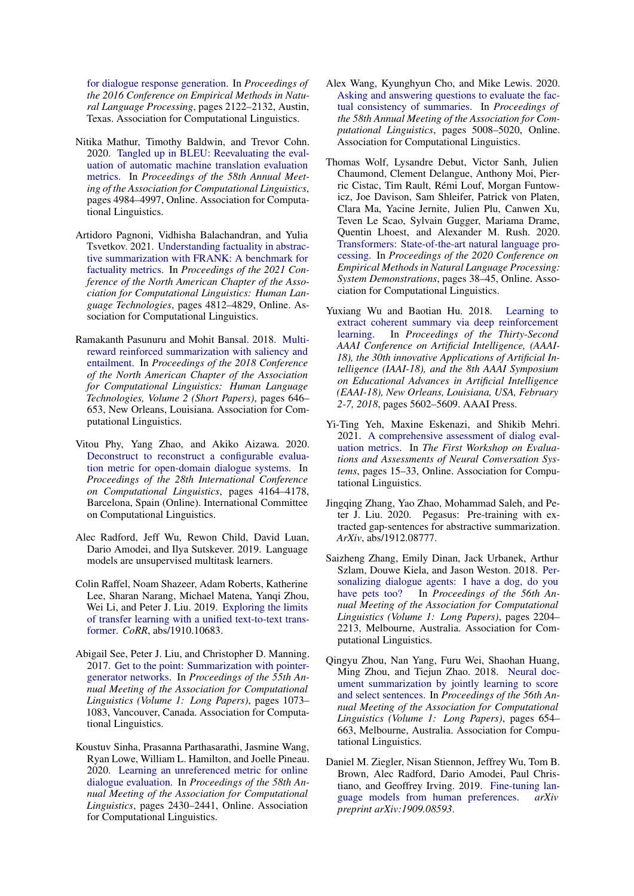for dialogue response generation. In *Proceedings of the 2016 Conference on Empirical Methods in Natural Language Processing*, pages 2122–2132, Austin, Texas. Association for Computational Linguistics.

Nitika Mathur, Timothy Baldwin, and Trevor Cohn. 2020. Tangled up in BLEU: Reevaluating the evaluation of automatic machine translation evaluation metrics. In *Proceedings of the 58th Annual Meeting of the Association for Computational Linguistics*, pages 4984–4997, Online. Association for Computational Linguistics.

Artidoro Pagnoni, Vidhisha Balachandran, and Yulia Tsvetkov. 2021. Understanding factuality in abstractive summarization with FRANK: A benchmark for factuality metrics. In *Proceedings of the 2021 Conference of the North American Chapter of the Association for Computational Linguistics: Human Language Technologies*, pages 4812–4829, Online. Association for Computational Linguistics.

Ramakanth Pasunuru and Mohit Bansal. 2018. Multi-reward reinforced summarization with saliency and entailment. In *Proceedings of the 2018 Conference of the North American Chapter of the Association for Computational Linguistics: Human Language Technologies, Volume 2 (Short Papers)*, pages 646–653, New Orleans, Louisiana. Association for Computational Linguistics.

Vitou Phy, Yang Zhao, and Akiko Aizawa. 2020. Deconstruct to reconstruct a configurable evaluation metric for open-domain dialogue systems. In *Proceedings of the 28th International Conference on Computational Linguistics*, pages 4164–4178, Barcelona, Spain (Online). International Committee on Computational Linguistics.

Alec Radford, Jeff Wu, Rewon Child, David Luan, Dario Amodei, and Ilya Sutskever. 2019. Language models are unsupervised multitask learners.

Colin Raffel, Noam Shazeer, Adam Roberts, Katherine Lee, Sharan Narang, Michael Matena, Yanqi Zhou, Wei Li, and Peter J. Liu. 2019. Exploring the limits of transfer learning with a unified text-to-text transformer. *CoRR*, abs/1910.10683.

Abigail See, Peter J. Liu, and Christopher D. Manning. 2017. Get to the point: Summarization with pointer-generator networks. In *Proceedings of the 55th Annual Meeting of the Association for Computational Linguistics (Volume 1: Long Papers)*, pages 1073–1083, Vancouver, Canada. Association for Computational Linguistics.

Koustuv Sinha, Prasanna Parthasarathi, Jasmine Wang, Ryan Lowe, William L. Hamilton, and Joelle Pineau. 2020. Learning an unreferenced metric for online dialogue evaluation. In *Proceedings of the 58th Annual Meeting of the Association for Computational Linguistics*, pages 2430–2441, Online. Association for Computational Linguistics.

Alex Wang, Kyunghyun Cho, and Mike Lewis. 2020. Asking and answering questions to evaluate the factual consistency of summaries. In *Proceedings of the 58th Annual Meeting of the Association for Computational Linguistics*, pages 5008–5020, Online. Association for Computational Linguistics.

Thomas Wolf, Lysandre Debut, Victor Sanh, Julien Chaumond, Clement Delangue, Anthony Moi, Pierric Cistac, Tim Rault, Rémi Louf, Morgan Funtowicz, Joe Davison, Sam Shleifer, Patrick von Platen, Clara Ma, Yacine Jernite, Julien Plu, Canwen Xu, Teven Le Scao, Sylvain Gugger, Mariama Drame, Quentin Lhoest, and Alexander M. Rush. 2020. Transformers: State-of-the-art natural language processing. In *Proceedings of the 2020 Conference on Empirical Methods in Natural Language Processing: System Demonstrations*, pages 38–45, Online. Association for Computational Linguistics.

Yuxiang Wu and Baotian Hu. 2018. Learning to extract coherent summary via deep reinforcement learning. In *Proceedings of the Thirty-Second AAAI Conference on Artificial Intelligence, (AAAI-18), the 30th innovative Applications of Artificial Intelligence (IAAI-18), and the 8th AAAI Symposium on Educational Advances in Artificial Intelligence (EAAI-18), New Orleans, Louisiana, USA, February 2-7, 2018*, pages 5602–5609. AAAI Press.

Yi-Ting Yeh, Maxine Eskenazi, and Shikib Mehri. 2021. A comprehensive assessment of dialog evaluation metrics. In *The First Workshop on Evaluations and Assessments of Neural Conversation Systems*, pages 15–33, Online. Association for Computational Linguistics.

Jingqing Zhang, Yao Zhao, Mohammad Saleh, and Peter J. Liu. 2020. Pegasus: Pre-training with extracted gap-sentences for abstractive summarization. *ArXiv*, abs/1912.08777.

Saizheng Zhang, Emily Dinan, Jack Urbanek, Arthur Szlam, Douwe Kiela, and Jason Weston. 2018. Personalizing dialogue agents: I have a dog, do you have pets too? In *Proceedings of the 56th Annual Meeting of the Association for Computational Linguistics (Volume 1: Long Papers)*, pages 2204–2213, Melbourne, Australia. Association for Computational Linguistics.

Qingyu Zhou, Nan Yang, Furu Wei, Shaohan Huang, Ming Zhou, and Tiejun Zhao. 2018. Neural document summarization by jointly learning to score and select sentences. In *Proceedings of the 56th Annual Meeting of the Association for Computational Linguistics (Volume 1: Long Papers)*, pages 654–663, Melbourne, Australia. Association for Computational Linguistics.

Daniel M. Ziegler, Nisan Stiennon, Jeffrey Wu, Tom B. Brown, Alec Radford, Dario Amodei, Paul Christiano, and Geoffrey Irving. 2019. Fine-tuning language models from human preferences. *arXiv preprint arXiv:1909.08593*.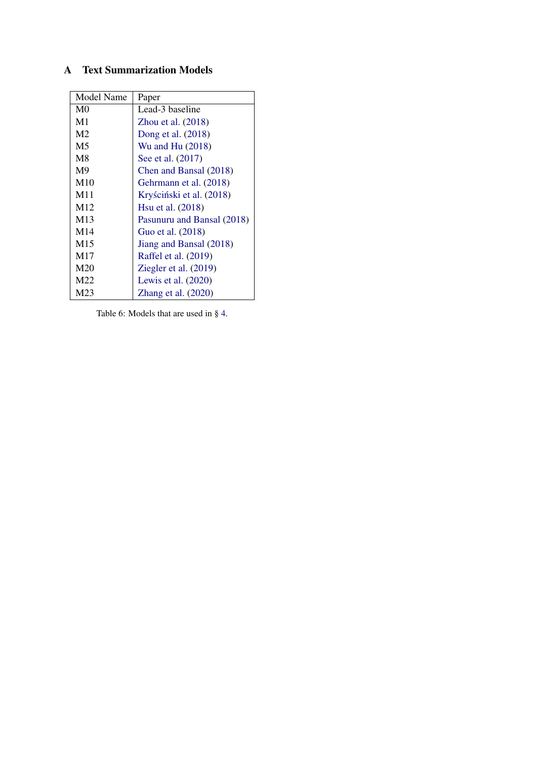# A Text Summarization Models

| Model Name | Paper |
|---|---|
| M0 | Lead-3 baseline |
| M1 | Zhou et al. (2018) |
| M2 | Dong et al. (2018) |
| M5 | Wu and Hu (2018) |
| M8 | See et al. (2017) |
| M9 | Chen and Bansal (2018) |
| M10 | Gehrmann et al. (2018) |
| M11 | Kryściński et al. (2018) |
| M12 | Hsu et al. (2018) |
| M13 | Pasunuru and Bansal (2018) |
| M14 | Guo et al. (2018) |
| M15 | Jiang and Bansal (2018) |
| M17 | Raffel et al. (2019) |
| M20 | Ziegler et al. (2019) |
| M22 | Lewis et al. (2020) |
| M23 | Zhang et al. (2020) |

Table 6: Models that are used in § 4.